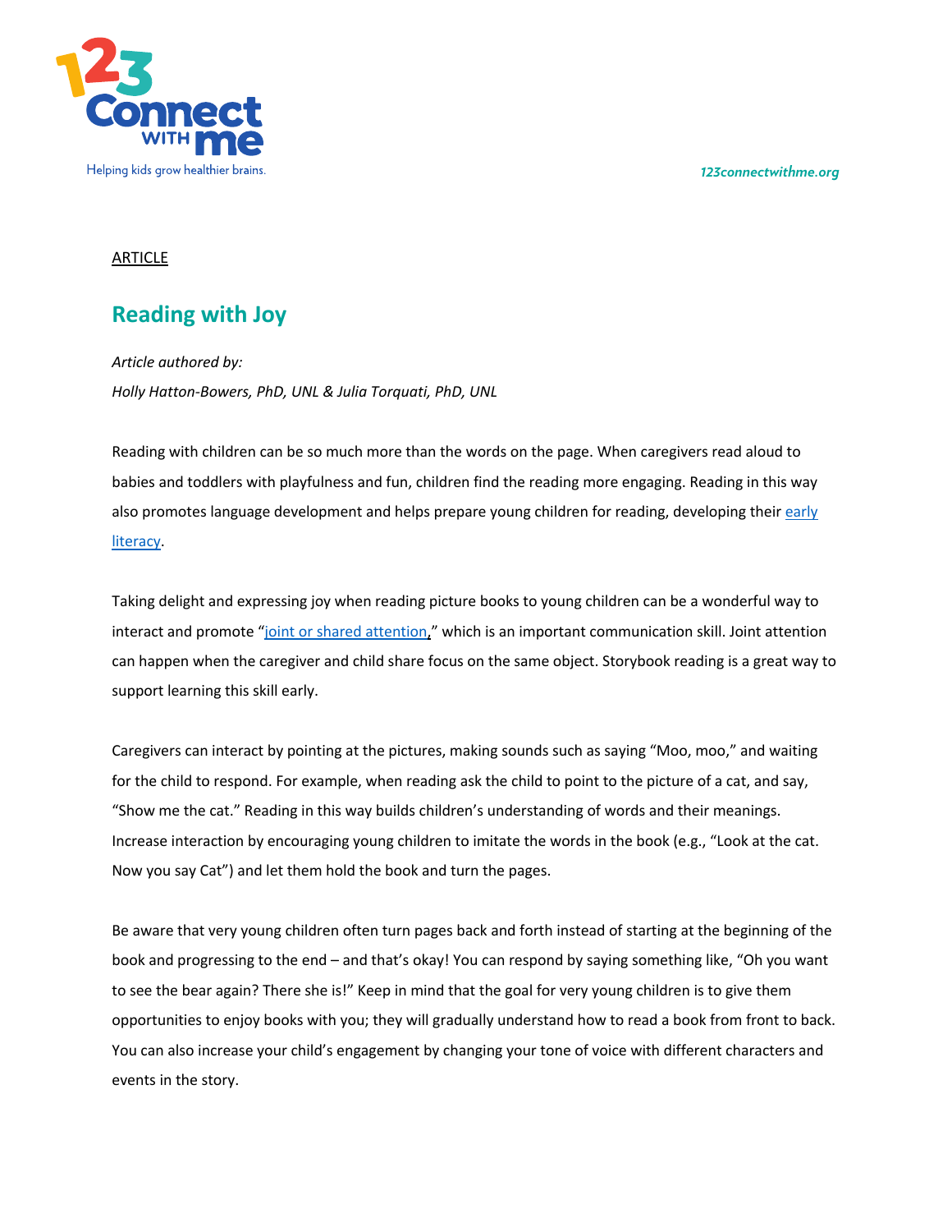ARTICLE

# Reading with Joy

*Article authored by:*

*Holly Hatton-Bowers, PhD, UNL & Julia Torquati, PhD, UNL*

Reading with children can be so much more than the words on the page. When caregivers read aloud to babies and toddlers with playfulness and fun, children find the reading more engaging. Reading in this way also promotes language development and helps prepare young children for reading, developing their early literacy.

Taking delight and expressing joy when reading picture books to young children can be a wonderful way to interact and promote "joint or shared attention," which is an important communication skill. Joint attention can happen when the caregiver and child share focus on the same object. Storybook reading is a great way to support learning this skill early.

Caregivers can interact by pointing at the pictures, making sounds such as saying "Moo, moo," and waiting for the child to respond. For example, when reading ask the child to point to the picture of a cat, and say, "Show me the cat." Reading in this way builds children's understanding of words and their meanings. Increase interaction by encouraging young children to imitate the words in the book (e.g., "Look at the cat. Now you say Cat") and let them hold the book and turn the pages.

Be aware that very young children often turn pages back and forth instead of starting at the beginning of the book and progressing to the end – and that's okay! You can respond by saying something like, "Oh you want to see the bear again? There she is!" Keep in mind that the goal for very young children is to give them opportunities to enjoy books with you; they will gradually understand how to read a book from front to back. You can also increase your child's engagement by changing your tone of voice with different characters and events in the story.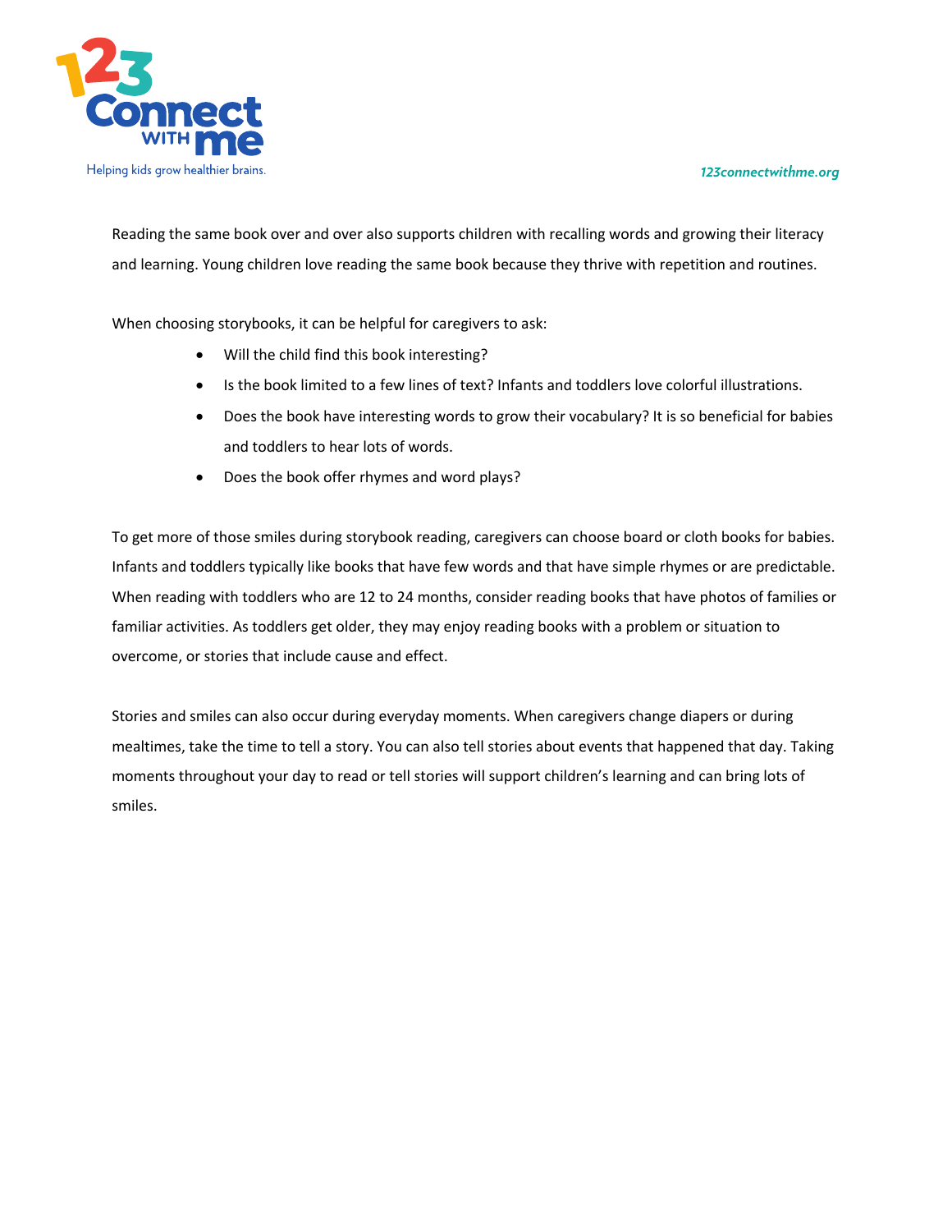Reading the same book over and over also supports children with recalling words and growing their literacy and learning. Young children love reading the same book because they thrive with repetition and routines.

When choosing storybooks, it can be helpful for caregivers to ask:

- Will the child find this book interesting?
- Is the book limited to a few lines of text? Infants and toddlers love colorful illustrations.
- Does the book have interesting words to grow their vocabulary? It is so beneficial for babies and toddlers to hear lots of words.
- Does the book offer rhymes and word plays?

To get more of those smiles during storybook reading, caregivers can choose board or cloth books for babies. Infants and toddlers typically like books that have few words and that have simple rhymes or are predictable. When reading with toddlers who are 12 to 24 months, consider reading books that have photos of families or familiar activities. As toddlers get older, they may enjoy reading books with a problem or situation to overcome, or stories that include cause and effect.

Stories and smiles can also occur during everyday moments. When caregivers change diapers or during mealtimes, take the time to tell a story. You can also tell stories about events that happened that day. Taking moments throughout your day to read or tell stories will support children's learning and can bring lots of smiles.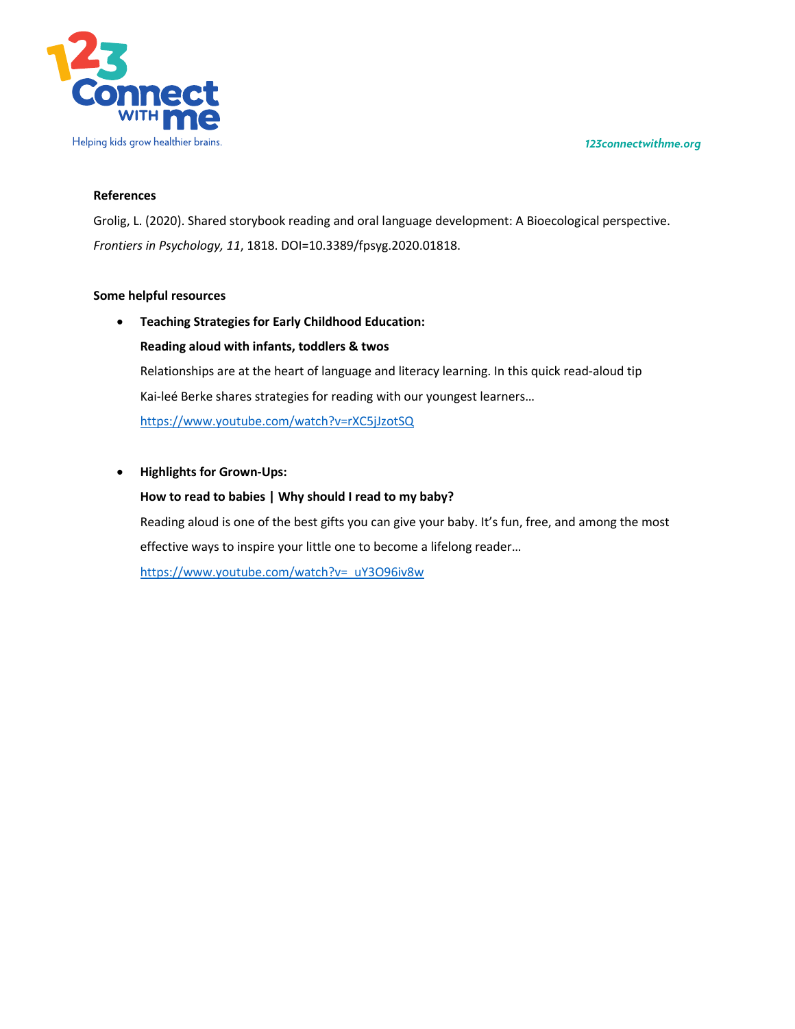**References**

Grolig, L. (2020). Shared storybook reading and oral language development: A Bioecological perspective. *Frontiers in Psychology, 11*, 1818. DOI=10.3389/fpsyg.2020.01818.

**Some helpful resources**

- **Teaching Strategies for Early Childhood Education:**
  **Reading aloud with infants, toddlers & twos**
  Relationships are at the heart of language and literacy learning. In this quick read-aloud tip Kai-leé Berke shares strategies for reading with our youngest learners…
  https://www.youtube.com/watch?v=rXC5jJzotSQ

- **Highlights for Grown-Ups:**
  **How to read to babies | Why should I read to my baby?**
  Reading aloud is one of the best gifts you can give your baby. It's fun, free, and among the most effective ways to inspire your little one to become a lifelong reader…
  https://www.youtube.com/watch?v=_uY3O96iv8w